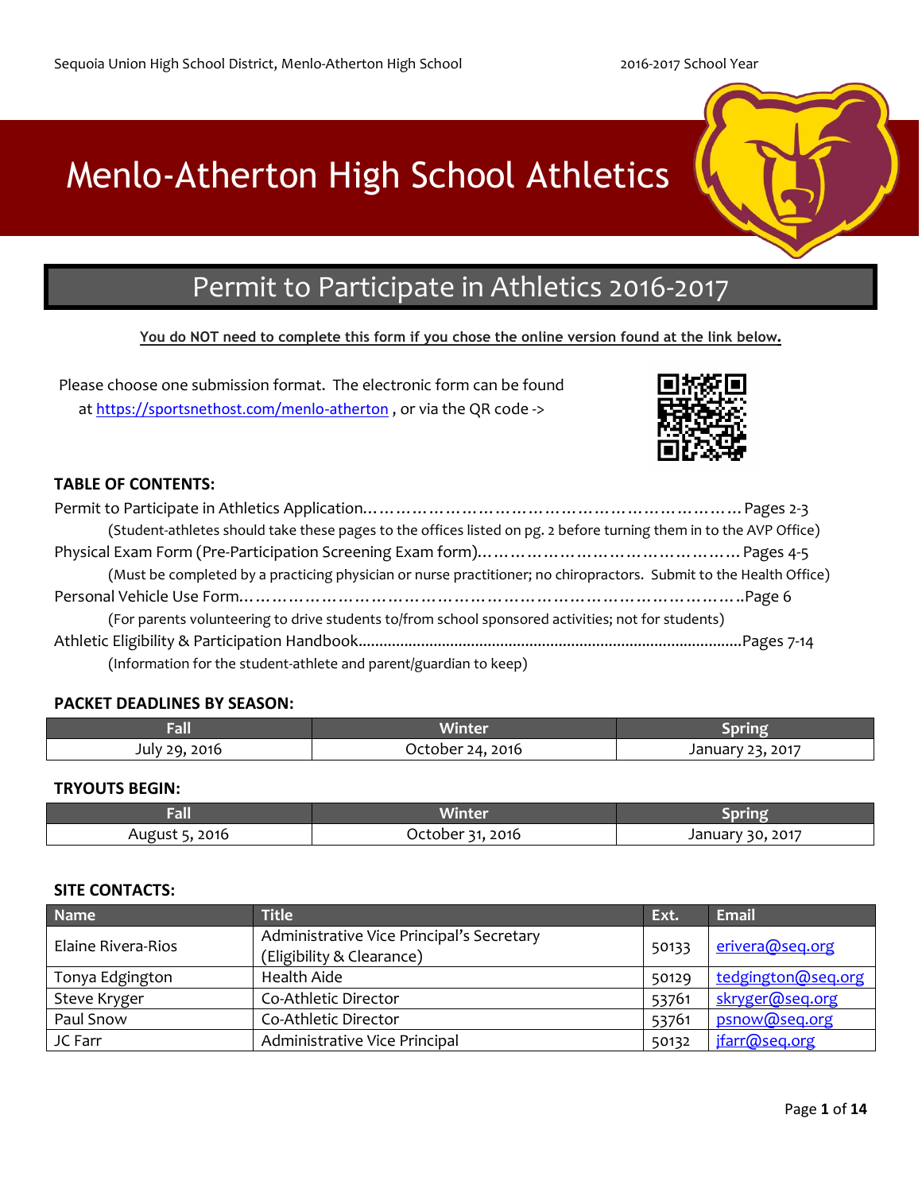# Menlo-Atherton High School Athletics

## Permit to Participate in Athletics 2016-2017

**You do NOT need to complete this form if you chose the online version found at the link below.**

Please choose one submission format. The electronic form can be found at https://sportsnethost.com/menlo-atherton , or via the QR code ->

### TABLE OF CONTENTS:

Permit to Participate in Athletics Application……………………………………………………………… Pages 2-3
(Student-athletes should take these pages to the offices listed on pg. 2 before turning them in to the AVP Office)

Physical Exam Form (Pre-Participation Screening Exam form)………………………………………… Pages 4-5
(Must be completed by a practicing physician or nurse practitioner; no chiropractors. Submit to the Health Office)

Personal Vehicle Use Form…………………………………………………………………………………..Page 6
(For parents volunteering to drive students to/from school sponsored activities; not for students)

Athletic Eligibility & Participation Handbook..........................................................................................Pages 7-14
(Information for the student-athlete and parent/guardian to keep)

### PACKET DEADLINES BY SEASON:

| Fall | Winter | Spring |
|---|---|---|
| July 29, 2016 | October 24, 2016 | January 23, 2017 |

### TRYOUTS BEGIN:

| Fall | Winter | Spring |
|---|---|---|
| August 5, 2016 | October 31, 2016 | January 30, 2017 |

### SITE CONTACTS:

| Name | Title | Ext. | Email |
|---|---|---|---|
| Elaine Rivera-Rios | Administrative Vice Principal's Secretary (Eligibility & Clearance) | 50133 | erivera@seq.org |
| Tonya Edgington | Health Aide | 50129 | tedgington@seq.org |
| Steve Kryger | Co-Athletic Director | 53761 | skryger@seq.org |
| Paul Snow | Co-Athletic Director | 53761 | psnow@seq.org |
| JC Farr | Administrative Vice Principal | 50132 | jfarr@seq.org |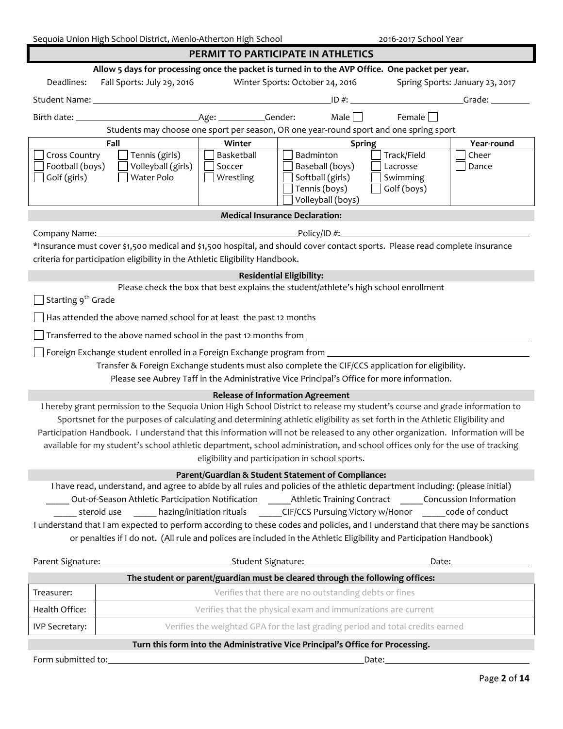## PERMIT TO PARTICIPATE IN ATHLETICS

**Allow 5 days for processing once the packet is turned in to the AVP Office. One packet per year.**

Deadlines: Fall Sports: July 29, 2016 Winter Sports: October 24, 2016 Spring Sports: January 23, 2017

Student Name: ______________________ ID #: ______________ Grade: ________

Birth date: ______________ Age: ________ Gender: Male ☐ Female ☐

Students may choose one sport per season, OR one year-round sport and one spring sport

| Fall | | Winter | Spring | | Year-round |
|---|---|---|---|---|---|
| ☐ Cross Country | ☐ Tennis (girls) | ☐ Basketball | ☐ Badminton | ☐ Track/Field | ☐ Cheer |
| ☐ Football (boys) | ☐ Volleyball (girls) | ☐ Soccer | ☐ Baseball (boys) | ☐ Lacrosse | ☐ Dance |
| ☐ Golf (girls) | ☐ Water Polo | ☐ Wrestling | ☐ Softball (girls) | ☐ Swimming | |
| | | | ☐ Tennis (boys) | ☐ Golf (boys) | |
| | | | ☐ Volleyball (boys) | | |

### Medical Insurance Declaration:

Company Name: ______________________ Policy/ID #: ______________________

*Insurance must cover $1,500 medical and $1,500 hospital, and should cover contact sports. Please read complete insurance criteria for participation eligibility in the Athletic Eligibility Handbook.

### Residential Eligibility:

Please check the box that best explains the student/athlete's high school enrollment

☐ Starting 9th Grade

☐ Has attended the above named school for at least the past 12 months

☐ Transferred to the above named school in the past 12 months from ______________________

☐ Foreign Exchange student enrolled in a Foreign Exchange program from ______________________

Transfer & Foreign Exchange students must also complete the CIF/CCS application for eligibility.
Please see Aubrey Taff in the Administrative Vice Principal's Office for more information.

### Release of Information Agreement

I hereby grant permission to the Sequoia Union High School District to release my student's course and grade information to Sportsnet for the purposes of calculating and determining athletic eligibility as set forth in the Athletic Eligibility and Participation Handbook. I understand that this information will not be released to any other organization. Information will be available for my student's school athletic department, school administration, and school offices only for the use of tracking eligibility and participation in school sports.

### Parent/Guardian & Student Statement of Compliance:

I have read, understand, and agree to abide by all rules and policies of the athletic department including: (please initial)

_____ Out-of-Season Athletic Participation Notification _____ Athletic Training Contract _____ Concussion Information
_____ steroid use _____ hazing/initiation rituals _____ CIF/CCS Pursuing Victory w/Honor _____ code of conduct

I understand that I am expected to perform according to these codes and policies, and I understand that there may be sanctions or penalties if I do not. (All rule and polices are included in the Athletic Eligibility and Participation Handbook)

Parent Signature: ______________ Student Signature: ______________ Date: ________

### The student or parent/guardian must be cleared through the following offices:

| Office | |
|---|---|
| Treasurer: | Verifies that there are no outstanding debts or fines |
| Health Office: | Verifies that the physical exam and immunizations are current |
| IVP Secretary: | Verifies the weighted GPA for the last grading period and total credits earned |

**Turn this form into the Administrative Vice Principal's Office for Processing.**

Form submitted to: ______________________ Date: ______________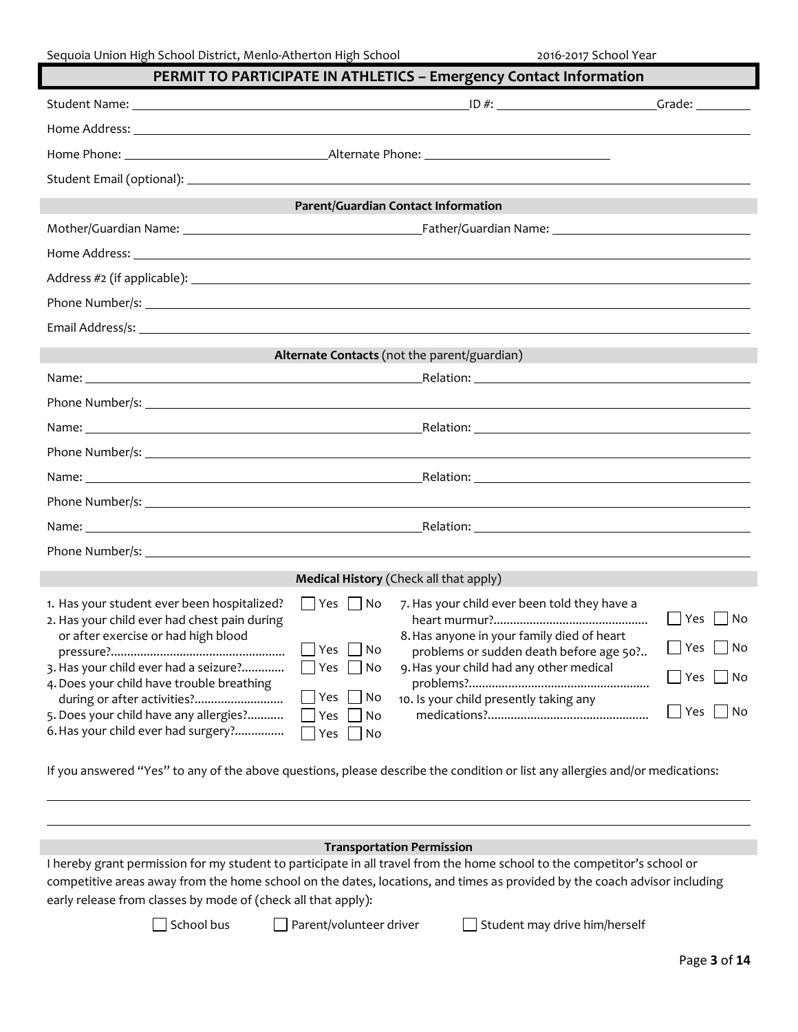## PERMIT TO PARTICIPATE IN ATHLETICS – Emergency Contact Information

Student Name: ______________________ ID #: ______________ Grade: ________

Home Address: ______________________

Home Phone: ______________________ Alternate Phone: ______________________

Student Email (optional): ______________________

### Parent/Guardian Contact Information

Mother/Guardian Name: ______________________ Father/Guardian Name: ______________________

Home Address: ______________________

Address #2 (if applicable): ______________________

Phone Number/s: ______________________

Email Address/s: ______________________

### Alternate Contacts (not the parent/guardian)

Name: ______________________ Relation: ______________________

Phone Number/s: ______________________

Name: ______________________ Relation: ______________________

Phone Number/s: ______________________

Name: ______________________ Relation: ______________________

Phone Number/s: ______________________

Name: ______________________ Relation: ______________________

Phone Number/s: ______________________

### Medical History (Check all that apply)

1. Has your student ever been hospitalized? ☐ Yes ☐ No
2. Has your child ever had chest pain during or after exercise or had high blood pressure?....................................................... ☐ Yes ☐ No
3. Has your child ever had a seizure?............. ☐ Yes ☐ No
4. Does your child have trouble breathing during or after activities?........................... ☐ Yes ☐ No
5. Does your child have any allergies?........... ☐ Yes ☐ No
6. Has your child ever had surgery?............... ☐ Yes ☐ No
7. Has your child ever been told they have a heart murmur?............................................. ☐ Yes ☐ No
8. Has anyone in your family died of heart problems or sudden death before age 50?.. ☐ Yes ☐ No
9. Has your child had any other medical problems?...................................................... ☐ Yes ☐ No
10. Is your child presently taking any medications?............................................... ☐ Yes ☐ No

If you answered "Yes" to any of the above questions, please describe the condition or list any allergies and/or medications:

______________________

______________________

### Transportation Permission

I hereby grant permission for my student to participate in all travel from the home school to the competitor's school or competitive areas away from the home school on the dates, locations, and times as provided by the coach advisor including early release from classes by mode of (check all that apply):

☐ School bus ☐ Parent/volunteer driver ☐ Student may drive him/herself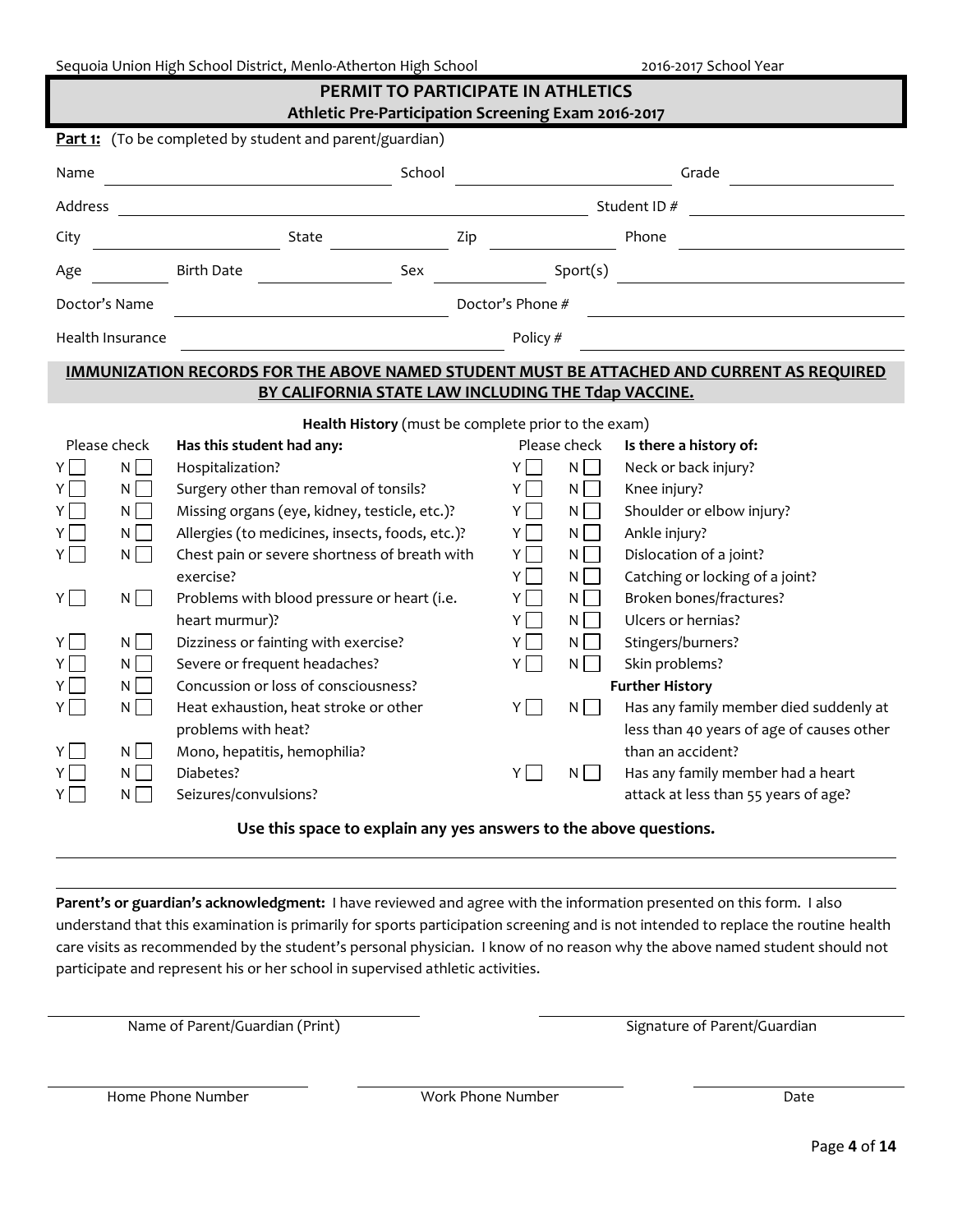## PERMIT TO PARTICIPATE IN ATHLETICS

### Athletic Pre-Participation Screening Exam 2016-2017

**Part 1:** (To be completed by student and parent/guardian)

Name ______________________ School ______________________ Grade ______________

Address ____________________________________________ Student ID # ______________

City ______________ State __________ Zip ______________ Phone ______________

Age ________ Birth Date ______________ Sex __________ Sport(s) ______________________

Doctor's Name ______________________________ Doctor's Phone # ______________________

Health Insurance ______________________________ Policy # ______________________

**IMMUNIZATION RECORDS FOR THE ABOVE NAMED STUDENT MUST BE ATTACHED AND CURRENT AS REQUIRED BY CALIFORNIA STATE LAW INCLUDING THE Tdap VACCINE.**

**Health History** (must be complete prior to the exam)

| Please check | | Has this student had any: | Please check | | Is there a history of: |
|---|---|---|---|---|---|
| Y ☐ | N ☐ | Hospitalization? | Y ☐ | N ☐ | Neck or back injury? |
| Y ☐ | N ☐ | Surgery other than removal of tonsils? | Y ☐ | N ☐ | Knee injury? |
| Y ☐ | N ☐ | Missing organs (eye, kidney, testicle, etc.)? | Y ☐ | N ☐ | Shoulder or elbow injury? |
| Y ☐ | N ☐ | Allergies (to medicines, insects, foods, etc.)? | Y ☐ | N ☐ | Ankle injury? |
| Y ☐ | N ☐ | Chest pain or severe shortness of breath with exercise? | Y ☐ | N ☐ | Dislocation of a joint? |
| | | | Y ☐ | N ☐ | Catching or locking of a joint? |
| Y ☐ | N ☐ | Problems with blood pressure or heart (i.e. heart murmur)? | Y ☐ | N ☐ | Broken bones/fractures? |
| | | | Y ☐ | N ☐ | Ulcers or hernias? |
| Y ☐ | N ☐ | Dizziness or fainting with exercise? | Y ☐ | N ☐ | Stingers/burners? |
| Y ☐ | N ☐ | Severe or frequent headaches? | Y ☐ | N ☐ | Skin problems? |
| Y ☐ | N ☐ | Concussion or loss of consciousness? | | | **Further History** |
| Y ☐ | N ☐ | Heat exhaustion, heat stroke or other problems with heat? | Y ☐ | N ☐ | Has any family member died suddenly at less than 40 years of age of causes other than an accident? |
| Y ☐ | N ☐ | Mono, hepatitis, hemophilia? | | | |
| Y ☐ | N ☐ | Diabetes? | Y ☐ | N ☐ | Has any family member had a heart attack at less than 55 years of age? |
| Y ☐ | N ☐ | Seizures/convulsions? | | | |

**Use this space to explain any yes answers to the above questions.**

______________________________________________________________________________

______________________________________________________________________________

**Parent's or guardian's acknowledgment:** I have reviewed and agree with the information presented on this form. I also understand that this examination is primarily for sports participation screening and is not intended to replace the routine health care visits as recommended by the student's personal physician. I know of no reason why the above named student should not participate and represent his or her school in supervised athletic activities.

______________________________ Name of Parent/Guardian (Print)

______________________________ Signature of Parent/Guardian

______________________ Home Phone Number

______________________ Work Phone Number

______________________ Date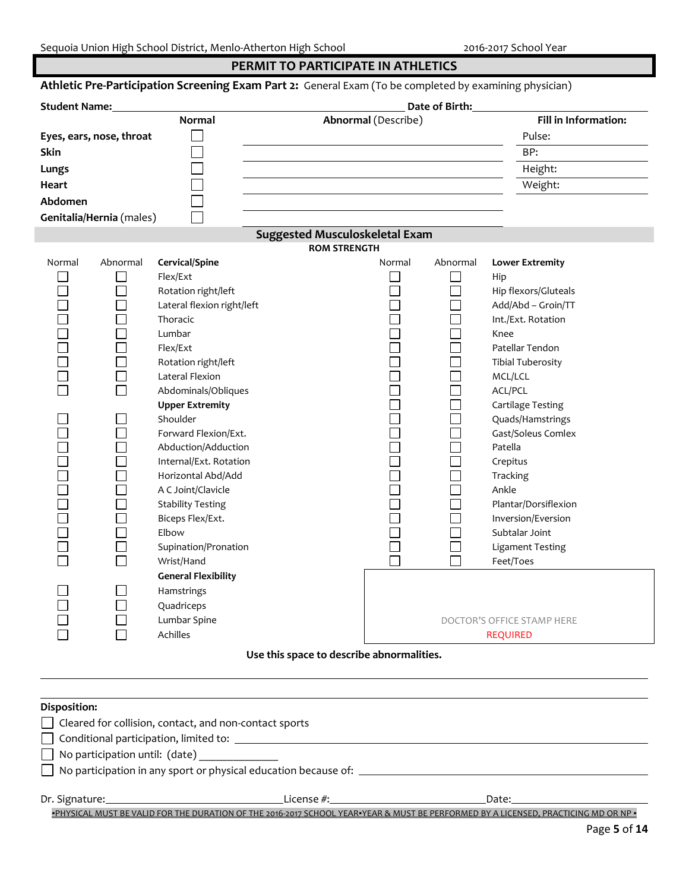Sequoia Union High School District, Menlo-Atherton High School — 2016-2017 School Year

## PERMIT TO PARTICIPATE IN ATHLETICS

**Athletic Pre-Participation Screening Exam Part 2:** General Exam (To be completed by examining physician)

**Student Name:** ______________________ **Date of Birth:** ______________

| | Normal | Abnormal (Describe) | Fill in Information: |
|---|---|---|---|
| **Eyes, ears, nose, throat** | ☐ | | Pulse: |
| **Skin** | ☐ | | BP: |
| **Lungs** | ☐ | | Height: |
| **Heart** | ☐ | | Weight: |
| **Abdomen** | ☐ | | |
| **Genitalia/Hernia** (males) | ☐ | | |

### Suggested Musculoskeletal Exam

**ROM STRENGTH**

| Normal | Abnormal | Cervical/Spine | Normal | Abnormal | Lower Extremity |
|---|---|---|---|---|---|
| ☐ | ☐ | Flex/Ext | ☐ | ☐ | Hip |
| ☐ | ☐ | Rotation right/left | ☐ | ☐ | Hip flexors/Gluteals |
| ☐ | ☐ | Lateral flexion right/left | ☐ | ☐ | Add/Abd – Groin/TT |
| ☐ | ☐ | Thoracic | ☐ | ☐ | Int./Ext. Rotation |
| ☐ | ☐ | Lumbar | ☐ | ☐ | Knee |
| ☐ | ☐ | Flex/Ext | ☐ | ☐ | Patellar Tendon |
| ☐ | ☐ | Rotation right/left | ☐ | ☐ | Tibial Tuberosity |
| ☐ | ☐ | Lateral Flexion | ☐ | ☐ | MCL/LCL |
| ☐ | ☐ | Abdominals/Obliques | ☐ | ☐ | ACL/PCL |
| | | **Upper Extremity** | ☐ | ☐ | Cartilage Testing |
| ☐ | ☐ | Shoulder | ☐ | ☐ | Quads/Hamstrings |
| ☐ | ☐ | Forward Flexion/Ext. | ☐ | ☐ | Gast/Soleus Comlex |
| ☐ | ☐ | Abduction/Adduction | ☐ | ☐ | Patella |
| ☐ | ☐ | Internal/Ext. Rotation | ☐ | ☐ | Crepitus |
| ☐ | ☐ | Horizontal Abd/Add | ☐ | ☐ | Tracking |
| ☐ | ☐ | A C Joint/Clavicle | ☐ | ☐ | Ankle |
| ☐ | ☐ | Stability Testing | ☐ | ☐ | Plantar/Dorsiflexion |
| ☐ | ☐ | Biceps Flex/Ext. | ☐ | ☐ | Inversion/Eversion |
| ☐ | ☐ | Elbow | ☐ | ☐ | Subtalar Joint |
| ☐ | ☐ | Supination/Pronation | ☐ | ☐ | Ligament Testing |
| ☐ | ☐ | Wrist/Hand | ☐ | ☐ | Feet/Toes |
| | | **General Flexibility** | | | |
| ☐ | ☐ | Hamstrings | | | |
| ☐ | ☐ | Quadriceps | | | |
| ☐ | ☐ | Lumbar Spine | | | DOCTOR'S OFFICE STAMP HERE |
| ☐ | ☐ | Achilles | | | REQUIRED |

**Use this space to describe abnormalities.**

______________________________________________

______________________________________________

**Disposition:**

- ☐ Cleared for collision, contact, and non-contact sports
- ☐ Conditional participation, limited to: ______________________
- ☐ No participation until: (date) ______________
- ☐ No participation in any sport or physical education because of: ______________________

Dr. Signature: ______________________ License #: ______________________ Date: ______________

▪PHYSICAL MUST BE VALID FOR THE DURATION OF THE 2016-2017 SCHOOL YEAR▪YEAR & MUST BE PERFORMED BY A LICENSED, PRACTICING MD OR NP ▪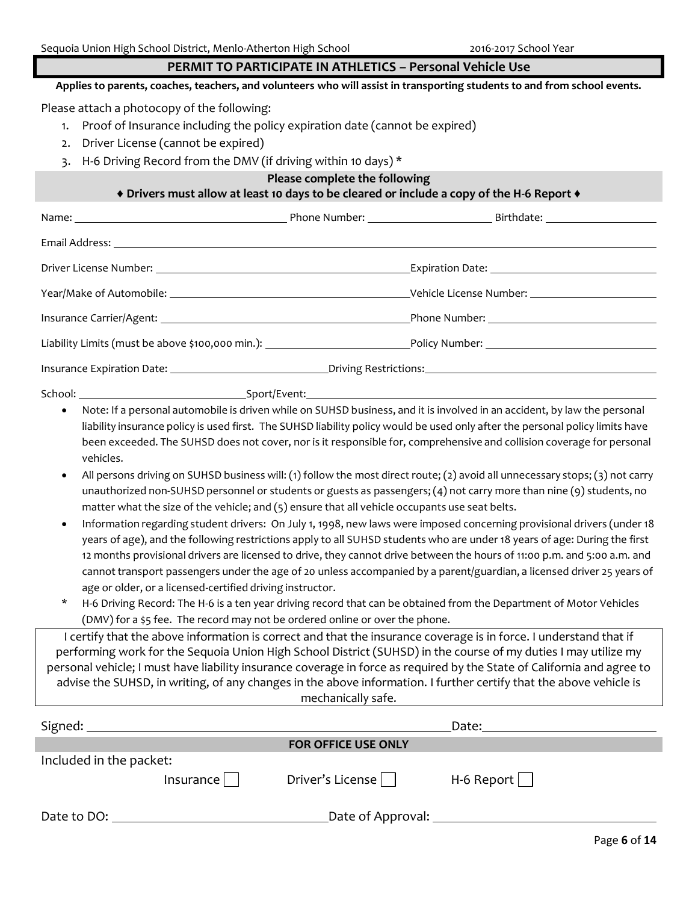## PERMIT TO PARTICIPATE IN ATHLETICS – Personal Vehicle Use

**Applies to parents, coaches, teachers, and volunteers who will assist in transporting students to and from school events.**

Please attach a photocopy of the following:

1. Proof of Insurance including the policy expiration date (cannot be expired)
2. Driver License (cannot be expired)
3. H-6 Driving Record from the DMV (if driving within 10 days) *

**Please complete the following**

**♦ Drivers must allow at least 10 days to be cleared or include a copy of the H-6 Report ♦**

Name: ______________________ Phone Number: ______________ Birthdate: ______________

Email Address: ____________________________________________

Driver License Number: ______________________ Expiration Date: ______________

Year/Make of Automobile: ______________________ Vehicle License Number: ______________

Insurance Carrier/Agent: ______________________ Phone Number: ______________

Liability Limits (must be above $100,000 min.): ______________ Policy Number: ______________

Insurance Expiration Date: ______________ Driving Restrictions: ______________

School: ______________ Sport/Event: ______________

- Note: If a personal automobile is driven while on SUHSD business, and it is involved in an accident, by law the personal liability insurance policy is used first. The SUHSD liability policy would be used only after the personal policy limits have been exceeded. The SUHSD does not cover, nor is it responsible for, comprehensive and collision coverage for personal vehicles.
- All persons driving on SUHSD business will: (1) follow the most direct route; (2) avoid all unnecessary stops; (3) not carry unauthorized non-SUHSD personnel or students or guests as passengers; (4) not carry more than nine (9) students, no matter what the size of the vehicle; and (5) ensure that all vehicle occupants use seat belts.
- Information regarding student drivers: On July 1, 1998, new laws were imposed concerning provisional drivers (under 18 years of age), and the following restrictions apply to all SUHSD students who are under 18 years of age: During the first 12 months provisional drivers are licensed to drive, they cannot drive between the hours of 11:00 p.m. and 5:00 a.m. and cannot transport passengers under the age of 20 unless accompanied by a parent/guardian, a licensed driver 25 years of age or older, or a licensed-certified driving instructor.

\* H-6 Driving Record: The H-6 is a ten year driving record that can be obtained from the Department of Motor Vehicles (DMV) for a $5 fee. The record may not be ordered online or over the phone.

I certify that the above information is correct and that the insurance coverage is in force. I understand that if performing work for the Sequoia Union High School District (SUHSD) in the course of my duties I may utilize my personal vehicle; I must have liability insurance coverage in force as required by the State of California and agree to advise the SUHSD, in writing, of any changes in the above information. I further certify that the above vehicle is mechanically safe.

Signed: ______________________________ Date: ______________

**FOR OFFICE USE ONLY**

Included in the packet:

Insurance ☐ Driver's License ☐ H-6 Report ☐

Date to DO: ______________ Date of Approval: ______________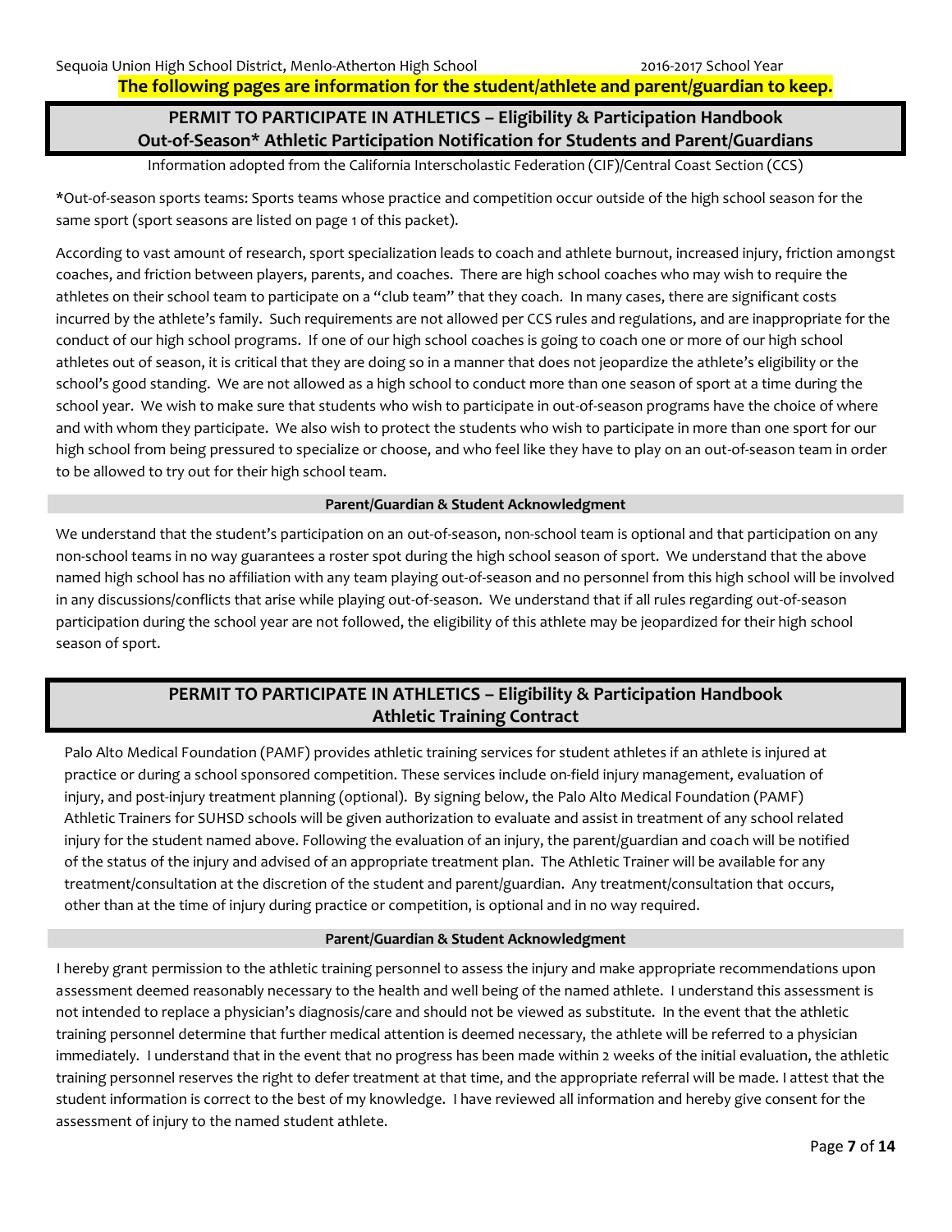**The following pages are information for the student/athlete and parent/guardian to keep.**

## PERMIT TO PARTICIPATE IN ATHLETICS – Eligibility & Participation Handbook
## Out-of-Season* Athletic Participation Notification for Students and Parent/Guardians

Information adopted from the California Interscholastic Federation (CIF)/Central Coast Section (CCS)

*Out-of-season sports teams: Sports teams whose practice and competition occur outside of the high school season for the same sport (sport seasons are listed on page 1 of this packet).

According to vast amount of research, sport specialization leads to coach and athlete burnout, increased injury, friction amongst coaches, and friction between players, parents, and coaches. There are high school coaches who may wish to require the athletes on their school team to participate on a "club team" that they coach. In many cases, there are significant costs incurred by the athlete's family. Such requirements are not allowed per CCS rules and regulations, and are inappropriate for the conduct of our high school programs. If one of our high school coaches is going to coach one or more of our high school athletes out of season, it is critical that they are doing so in a manner that does not jeopardize the athlete's eligibility or the school's good standing. We are not allowed as a high school to conduct more than one season of sport at a time during the school year. We wish to make sure that students who wish to participate in out-of-season programs have the choice of where and with whom they participate. We also wish to protect the students who wish to participate in more than one sport for our high school from being pressured to specialize or choose, and who feel like they have to play on an out-of-season team in order to be allowed to try out for their high school team.

### Parent/Guardian & Student Acknowledgment

We understand that the student's participation on an out-of-season, non-school team is optional and that participation on any non-school teams in no way guarantees a roster spot during the high school season of sport. We understand that the above named high school has no affiliation with any team playing out-of-season and no personnel from this high school will be involved in any discussions/conflicts that arise while playing out-of-season. We understand that if all rules regarding out-of-season participation during the school year are not followed, the eligibility of this athlete may be jeopardized for their high school season of sport.

## PERMIT TO PARTICIPATE IN ATHLETICS – Eligibility & Participation Handbook
## Athletic Training Contract

Palo Alto Medical Foundation (PAMF) provides athletic training services for student athletes if an athlete is injured at practice or during a school sponsored competition. These services include on-field injury management, evaluation of injury, and post-injury treatment planning (optional). By signing below, the Palo Alto Medical Foundation (PAMF) Athletic Trainers for SUHSD schools will be given authorization to evaluate and assist in treatment of any school related injury for the student named above. Following the evaluation of an injury, the parent/guardian and coach will be notified of the status of the injury and advised of an appropriate treatment plan. The Athletic Trainer will be available for any treatment/consultation at the discretion of the student and parent/guardian. Any treatment/consultation that occurs, other than at the time of injury during practice or competition, is optional and in no way required.

### Parent/Guardian & Student Acknowledgment

I hereby grant permission to the athletic training personnel to assess the injury and make appropriate recommendations upon assessment deemed reasonably necessary to the health and well being of the named athlete. I understand this assessment is not intended to replace a physician's diagnosis/care and should not be viewed as substitute. In the event that the athletic training personnel determine that further medical attention is deemed necessary, the athlete will be referred to a physician immediately. I understand that in the event that no progress has been made within 2 weeks of the initial evaluation, the athletic training personnel reserves the right to defer treatment at that time, and the appropriate referral will be made. I attest that the student information is correct to the best of my knowledge. I have reviewed all information and hereby give consent for the assessment of injury to the named student athlete.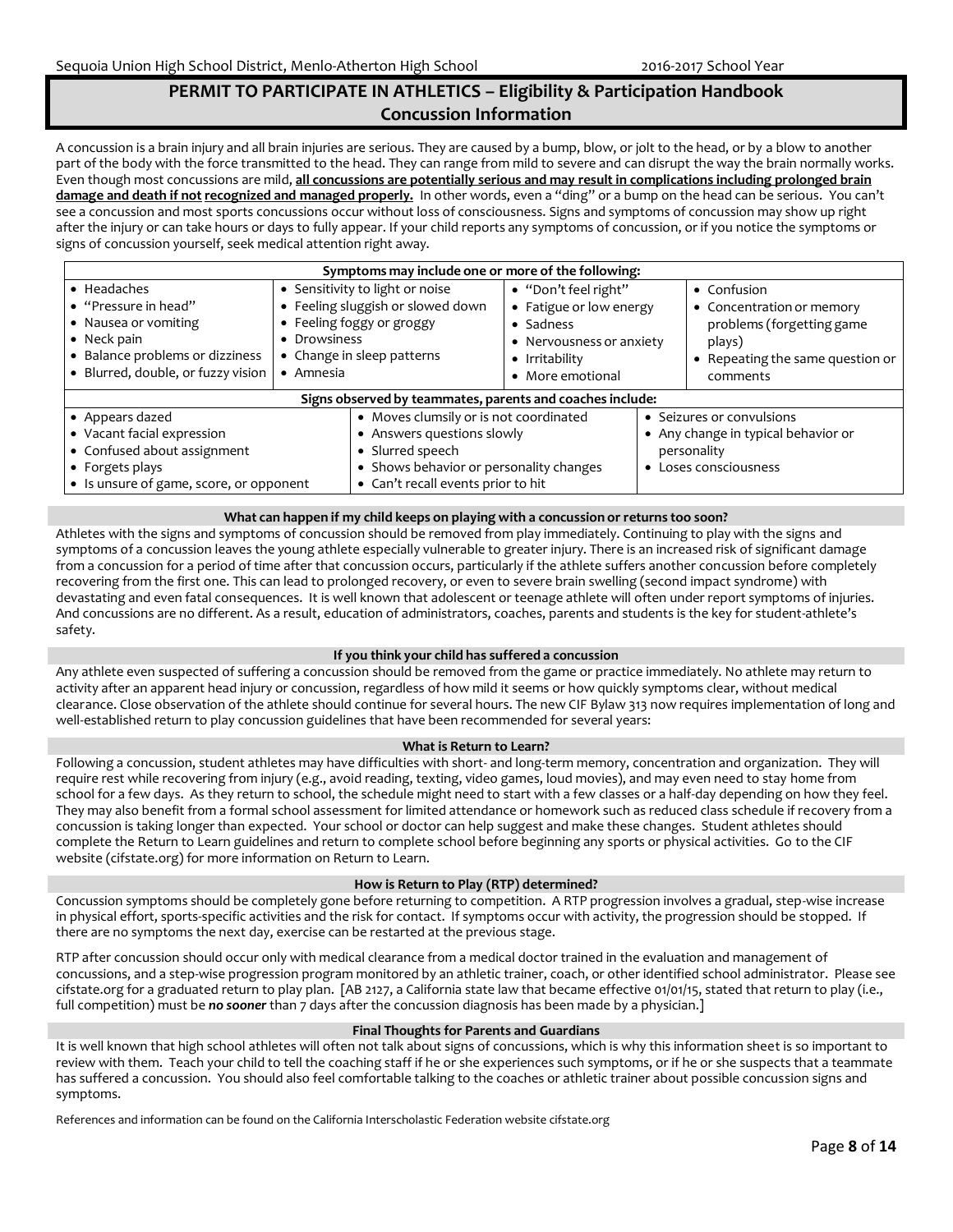# PERMIT TO PARTICIPATE IN ATHLETICS – Eligibility & Participation Handbook
## Concussion Information

A concussion is a brain injury and all brain injuries are serious. They are caused by a bump, blow, or jolt to the head, or by a blow to another part of the body with the force transmitted to the head. They can range from mild to severe and can disrupt the way the brain normally works. Even though most concussions are mild, **all concussions are potentially serious and may result in complications including prolonged brain damage and death if not recognized and managed properly.** In other words, even a "ding" or a bump on the head can be serious. You can't see a concussion and most sports concussions occur without loss of consciousness. Signs and symptoms of concussion may show up right after the injury or can take hours or days to fully appear. If your child reports any symptoms of concussion, or if you notice the symptoms or signs of concussion yourself, seek medical attention right away.

| Symptoms may include one or more of the following: | | | |
|---|---|---|---|
| • Headaches<br>• "Pressure in head"<br>• Nausea or vomiting<br>• Neck pain<br>• Balance problems or dizziness<br>• Blurred, double, or fuzzy vision | • Sensitivity to light or noise<br>• Feeling sluggish or slowed down<br>• Feeling foggy or groggy<br>• Drowsiness<br>• Change in sleep patterns<br>• Amnesia | • "Don't feel right"<br>• Fatigue or low energy<br>• Sadness<br>• Nervousness or anxiety<br>• Irritability<br>• More emotional | • Confusion<br>• Concentration or memory problems (forgetting game plays)<br>• Repeating the same question or comments |

| Signs observed by teammates, parents and coaches include: | | |
|---|---|---|
| • Appears dazed<br>• Vacant facial expression<br>• Confused about assignment<br>• Forgets plays<br>• Is unsure of game, score, or opponent | • Moves clumsily or is not coordinated<br>• Answers questions slowly<br>• Slurred speech<br>• Shows behavior or personality changes<br>• Can't recall events prior to hit | • Seizures or convulsions<br>• Any change in typical behavior or personality<br>• Loses consciousness |

### What can happen if my child keeps on playing with a concussion or returns too soon?

Athletes with the signs and symptoms of concussion should be removed from play immediately. Continuing to play with the signs and symptoms of a concussion leaves the young athlete especially vulnerable to greater injury. There is an increased risk of significant damage from a concussion for a period of time after that concussion occurs, particularly if the athlete suffers another concussion before completely recovering from the first one. This can lead to prolonged recovery, or even to severe brain swelling (second impact syndrome) with devastating and even fatal consequences. It is well known that adolescent or teenage athlete will often under report symptoms of injuries. And concussions are no different. As a result, education of administrators, coaches, parents and students is the key for student-athlete's safety.

### If you think your child has suffered a concussion

Any athlete even suspected of suffering a concussion should be removed from the game or practice immediately. No athlete may return to activity after an apparent head injury or concussion, regardless of how mild it seems or how quickly symptoms clear, without medical clearance. Close observation of the athlete should continue for several hours. The new CIF Bylaw 313 now requires implementation of long and well-established return to play concussion guidelines that have been recommended for several years:

### What is Return to Learn?

Following a concussion, student athletes may have difficulties with short- and long-term memory, concentration and organization. They will require rest while recovering from injury (e.g., avoid reading, texting, video games, loud movies), and may even need to stay home from school for a few days. As they return to school, the schedule might need to start with a few classes or a half-day depending on how they feel. They may also benefit from a formal school assessment for limited attendance or homework such as reduced class schedule if recovery from a concussion is taking longer than expected. Your school or doctor can help suggest and make these changes. Student athletes should complete the Return to Learn guidelines and return to complete school before beginning any sports or physical activities. Go to the CIF website (cifstate.org) for more information on Return to Learn.

### How is Return to Play (RTP) determined?

Concussion symptoms should be completely gone before returning to competition. A RTP progression involves a gradual, step-wise increase in physical effort, sports-specific activities and the risk for contact. If symptoms occur with activity, the progression should be stopped. If there are no symptoms the next day, exercise can be restarted at the previous stage.

RTP after concussion should occur only with medical clearance from a medical doctor trained in the evaluation and management of concussions, and a step-wise progression program monitored by an athletic trainer, coach, or other identified school administrator. Please see cifstate.org for a graduated return to play plan. [AB 2127, a California state law that became effective 01/01/15, stated that return to play (i.e., full competition) must be ***no sooner*** than 7 days after the concussion diagnosis has been made by a physician.]

### Final Thoughts for Parents and Guardians

It is well known that high school athletes will often not talk about signs of concussions, which is why this information sheet is so important to review with them. Teach your child to tell the coaching staff if he or she experiences such symptoms, or if he or she suspects that a teammate has suffered a concussion. You should also feel comfortable talking to the coaches or athletic trainer about possible concussion signs and symptoms.

References and information can be found on the California Interscholastic Federation website cifstate.org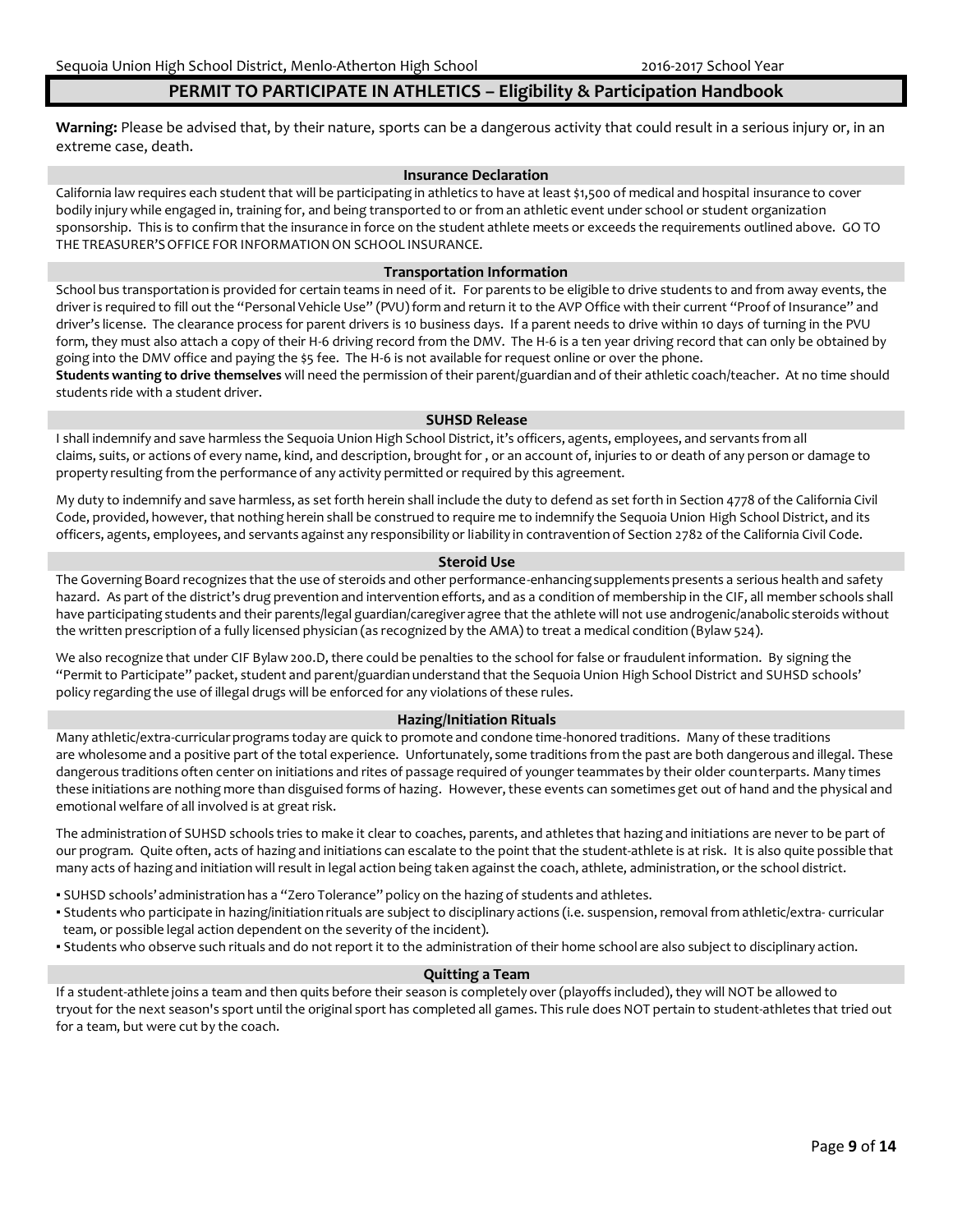# PERMIT TO PARTICIPATE IN ATHLETICS – Eligibility & Participation Handbook

**Warning:** Please be advised that, by their nature, sports can be a dangerous activity that could result in a serious injury or, in an extreme case, death.

## Insurance Declaration

California law requires each student that will be participating in athletics to have at least $1,500 of medical and hospital insurance to cover bodily injury while engaged in, training for, and being transported to or from an athletic event under school or student organization sponsorship. This is to confirm that the insurance in force on the student athlete meets or exceeds the requirements outlined above. GO TO THE TREASURER'S OFFICE FOR INFORMATION ON SCHOOL INSURANCE.

## Transportation Information

School bus transportation is provided for certain teams in need of it. For parents to be eligible to drive students to and from away events, the driver is required to fill out the "Personal Vehicle Use" (PVU) form and return it to the AVP Office with their current "Proof of Insurance" and driver's license. The clearance process for parent drivers is 10 business days. If a parent needs to drive within 10 days of turning in the PVU form, they must also attach a copy of their H-6 driving record from the DMV. The H-6 is a ten year driving record that can only be obtained by going into the DMV office and paying the $5 fee. The H-6 is not available for request online or over the phone.

**Students wanting to drive themselves** will need the permission of their parent/guardian and of their athletic coach/teacher. At no time should students ride with a student driver.

## SUHSD Release

I shall indemnify and save harmless the Sequoia Union High School District, it's officers, agents, employees, and servants from all claims, suits, or actions of every name, kind, and description, brought for , or an account of, injuries to or death of any person or damage to property resulting from the performance of any activity permitted or required by this agreement.

My duty to indemnify and save harmless, as set forth herein shall include the duty to defend as set forth in Section 4778 of the California Civil Code, provided, however, that nothing herein shall be construed to require me to indemnify the Sequoia Union High School District, and its officers, agents, employees, and servants against any responsibility or liability in contravention of Section 2782 of the California Civil Code.

## Steroid Use

The Governing Board recognizes that the use of steroids and other performance-enhancing supplements presents a serious health and safety hazard. As part of the district's drug prevention and intervention efforts, and as a condition of membership in the CIF, all member schools shall have participating students and their parents/legal guardian/caregiver agree that the athlete will not use androgenic/anabolic steroids without the written prescription of a fully licensed physician (as recognized by the AMA) to treat a medical condition (Bylaw 524).

We also recognize that under CIF Bylaw 200.D, there could be penalties to the school for false or fraudulent information. By signing the "Permit to Participate" packet, student and parent/guardian understand that the Sequoia Union High School District and SUHSD schools' policy regarding the use of illegal drugs will be enforced for any violations of these rules.

## Hazing/Initiation Rituals

Many athletic/extra-curricular programs today are quick to promote and condone time-honored traditions. Many of these traditions are wholesome and a positive part of the total experience. Unfortunately, some traditions from the past are both dangerous and illegal. These dangerous traditions often center on initiations and rites of passage required of younger teammates by their older counterparts. Many times these initiations are nothing more than disguised forms of hazing. However, these events can sometimes get out of hand and the physical and emotional welfare of all involved is at great risk.

The administration of SUHSD schools tries to make it clear to coaches, parents, and athletes that hazing and initiations are never to be part of our program. Quite often, acts of hazing and initiations can escalate to the point that the student-athlete is at risk. It is also quite possible that many acts of hazing and initiation will result in legal action being taken against the coach, athlete, administration, or the school district.

- SUHSD schools' administration has a "Zero Tolerance" policy on the hazing of students and athletes.
- Students who participate in hazing/initiation rituals are subject to disciplinary actions (i.e. suspension, removal from athletic/extra- curricular team, or possible legal action dependent on the severity of the incident).
- Students who observe such rituals and do not report it to the administration of their home school are also subject to disciplinary action.

## Quitting a Team

If a student-athlete joins a team and then quits before their season is completely over (playoffs included), they will NOT be allowed to tryout for the next season's sport until the original sport has completed all games. This rule does NOT pertain to student-athletes that tried out for a team, but were cut by the coach.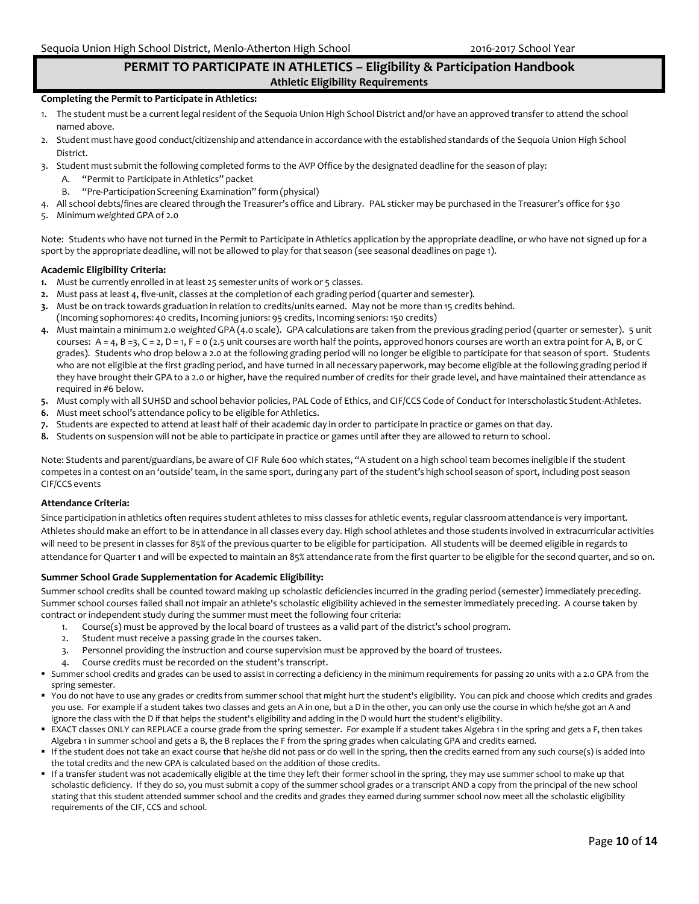# PERMIT TO PARTICIPATE IN ATHLETICS – Eligibility & Participation Handbook

## Athletic Eligibility Requirements

**Completing the Permit to Participate in Athletics:**

1. The student must be a current legal resident of the Sequoia Union High School District and/or have an approved transfer to attend the school named above.
2. Student must have good conduct/citizenship and attendance in accordance with the established standards of the Sequoia Union High School District.
3. Student must submit the following completed forms to the AVP Office by the designated deadline for the season of play:
   A. "Permit to Participate in Athletics" packet
   B. "Pre-Participation Screening Examination" form (physical)
4. All school debts/fines are cleared through the Treasurer's office and Library. PAL sticker may be purchased in the Treasurer's office for $30
5. Minimum *weighted* GPA of 2.0

Note: Students who have not turned in the Permit to Participate in Athletics application by the appropriate deadline, or who have not signed up for a sport by the appropriate deadline, will not be allowed to play for that season (see seasonal deadlines on page 1).

**Academic Eligibility Criteria:**

1. Must be currently enrolled in at least 25 semester units of work or 5 classes.
2. Must pass at least 4, five-unit, classes at the completion of each grading period (quarter and semester).
3. Must be on track towards graduation in relation to credits/units earned. May not be more than 15 credits behind. (Incoming sophomores: 40 credits, Incoming juniors: 95 credits, Incoming seniors: 150 credits)
4. Must maintain a minimum 2.0 *weighted* GPA (4.0 scale). GPA calculations are taken from the previous grading period (quarter or semester). 5 unit courses: A = 4, B =3, C = 2, D = 1, F = 0 (2.5 unit courses are worth half the points, approved honors courses are worth an extra point for A, B, or C grades). Students who drop below a 2.0 at the following grading period will no longer be eligible to participate for that season of sport. Students who are not eligible at the first grading period, and have turned in all necessary paperwork, may become eligible at the following grading period if they have brought their GPA to a 2.0 or higher, have the required number of credits for their grade level, and have maintained their attendance as required in #6 below.
5. Must comply with all SUHSD and school behavior policies, PAL Code of Ethics, and CIF/CCS Code of Conduct for Interscholastic Student-Athletes.
6. Must meet school's attendance policy to be eligible for Athletics.
7. Students are expected to attend at least half of their academic day in order to participate in practice or games on that day.
8. Students on suspension will not be able to participate in practice or games until after they are allowed to return to school.

Note: Students and parent/guardians, be aware of CIF Rule 600 which states, "A student on a high school team becomes ineligible if the student competes in a contest on an 'outside' team, in the same sport, during any part of the student's high school season of sport, including post season CIF/CCS events

**Attendance Criteria:**

Since participation in athletics often requires student athletes to miss classes for athletic events, regular classroom attendance is very important. Athletes should make an effort to be in attendance in all classes every day. High school athletes and those students involved in extracurricular activities will need to be present in classes for 85% of the previous quarter to be eligible for participation. All students will be deemed eligible in regards to attendance for Quarter 1 and will be expected to maintain an 85% attendance rate from the first quarter to be eligible for the second quarter, and so on.

**Summer School Grade Supplementation for Academic Eligibility:**

Summer school credits shall be counted toward making up scholastic deficiencies incurred in the grading period (semester) immediately preceding. Summer school courses failed shall not impair an athlete's scholastic eligibility achieved in the semester immediately preceding. A course taken by contract or independent study during the summer must meet the following four criteria:

1. Course(s) must be approved by the local board of trustees as a valid part of the district's school program.
2. Student must receive a passing grade in the courses taken.
3. Personnel providing the instruction and course supervision must be approved by the board of trustees.
4. Course credits must be recorded on the student's transcript.

- Summer school credits and grades can be used to assist in correcting a deficiency in the minimum requirements for passing 20 units with a 2.0 GPA from the spring semester.
- You do not have to use any grades or credits from summer school that might hurt the student's eligibility. You can pick and choose which credits and grades you use. For example if a student takes two classes and gets an A in one, but a D in the other, you can only use the course in which he/she got an A and ignore the class with the D if that helps the student's eligibility and adding in the D would hurt the student's eligibility.
- EXACT classes ONLY can REPLACE a course grade from the spring semester. For example if a student takes Algebra 1 in the spring and gets a F, then takes Algebra 1 in summer school and gets a B, the B replaces the F from the spring grades when calculating GPA and credits earned.
- If the student does not take an exact course that he/she did not pass or do well in the spring, then the credits earned from any such course(s) is added into the total credits and the new GPA is calculated based on the addition of those credits.
- If a transfer student was not academically eligible at the time they left their former school in the spring, they may use summer school to make up that scholastic deficiency. If they do so, you must submit a copy of the summer school grades or a transcript AND a copy from the principal of the new school stating that this student attended summer school and the credits and grades they earned during summer school now meet all the scholastic eligibility requirements of the CIF, CCS and school.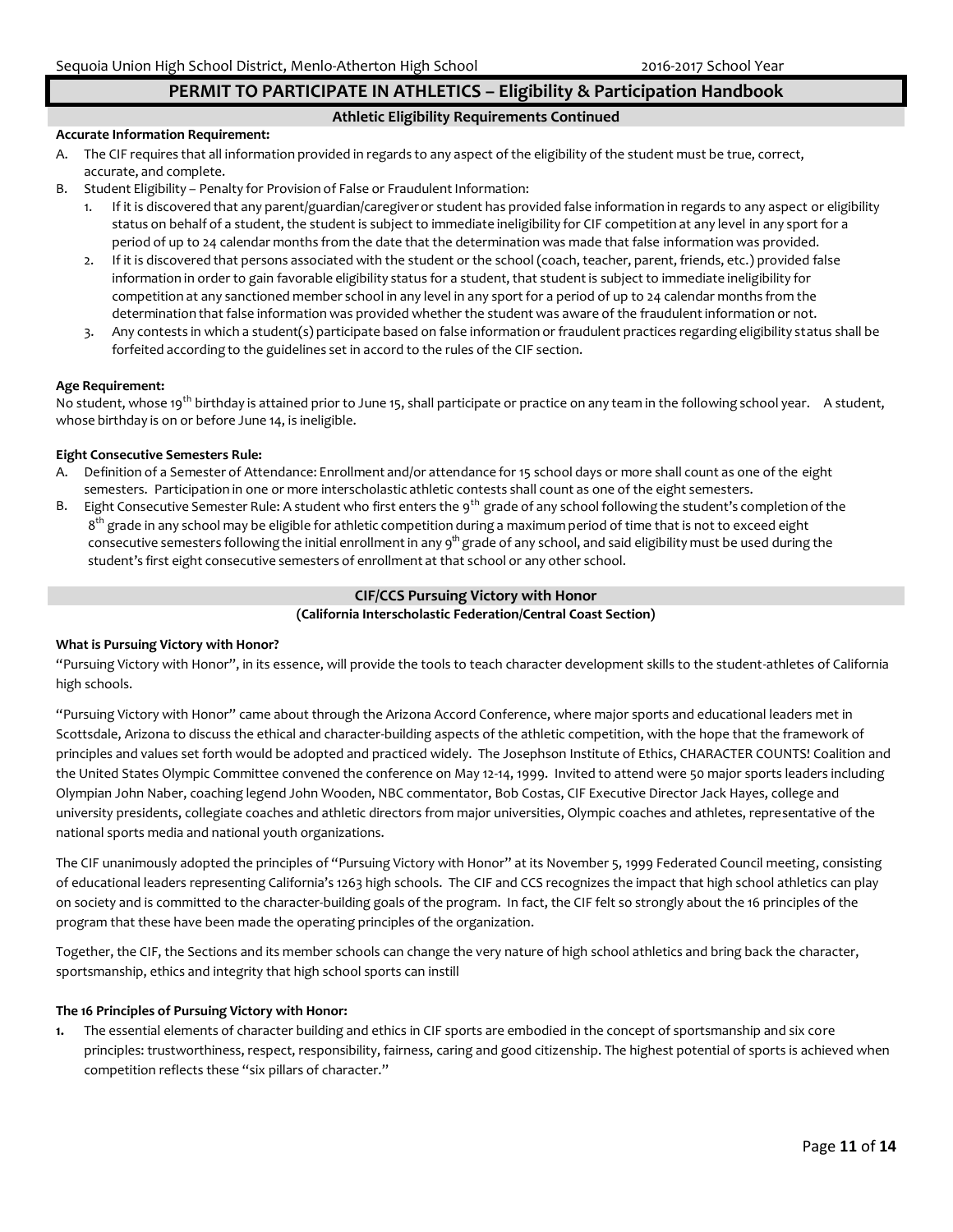## PERMIT TO PARTICIPATE IN ATHLETICS – Eligibility & Participation Handbook

### Athletic Eligibility Requirements Continued

**Accurate Information Requirement:**

A. The CIF requires that all information provided in regards to any aspect of the eligibility of the student must be true, correct, accurate, and complete.

B. Student Eligibility – Penalty for Provision of False or Fraudulent Information:

1. If it is discovered that any parent/guardian/caregiver or student has provided false information in regards to any aspect or eligibility status on behalf of a student, the student is subject to immediate ineligibility for CIF competition at any level in any sport for a period of up to 24 calendar months from the date that the determination was made that false information was provided.
2. If it is discovered that persons associated with the student or the school (coach, teacher, parent, friends, etc.) provided false information in order to gain favorable eligibility status for a student, that student is subject to immediate ineligibility for competition at any sanctioned member school in any level in any sport for a period of up to 24 calendar months from the determination that false information was provided whether the student was aware of the fraudulent information or not.
3. Any contests in which a student(s) participate based on false information or fraudulent practices regarding eligibility status shall be forfeited according to the guidelines set in accord to the rules of the CIF section.

**Age Requirement:**

No student, whose 19th birthday is attained prior to June 15, shall participate or practice on any team in the following school year. A student, whose birthday is on or before June 14, is ineligible.

**Eight Consecutive Semesters Rule:**

A. Definition of a Semester of Attendance: Enrollment and/or attendance for 15 school days or more shall count as one of the eight semesters. Participation in one or more interscholastic athletic contests shall count as one of the eight semesters.

B. Eight Consecutive Semester Rule: A student who first enters the 9th grade of any school following the student's completion of the 8th grade in any school may be eligible for athletic competition during a maximum period of time that is not to exceed eight consecutive semesters following the initial enrollment in any 9th grade of any school, and said eligibility must be used during the student's first eight consecutive semesters of enrollment at that school or any other school.

### CIF/CCS Pursuing Victory with Honor

**(California Interscholastic Federation/Central Coast Section)**

**What is Pursuing Victory with Honor?**

"Pursuing Victory with Honor", in its essence, will provide the tools to teach character development skills to the student-athletes of California high schools.

"Pursuing Victory with Honor" came about through the Arizona Accord Conference, where major sports and educational leaders met in Scottsdale, Arizona to discuss the ethical and character-building aspects of the athletic competition, with the hope that the framework of principles and values set forth would be adopted and practiced widely. The Josephson Institute of Ethics, CHARACTER COUNTS! Coalition and the United States Olympic Committee convened the conference on May 12-14, 1999. Invited to attend were 50 major sports leaders including Olympian John Naber, coaching legend John Wooden, NBC commentator, Bob Costas, CIF Executive Director Jack Hayes, college and university presidents, collegiate coaches and athletic directors from major universities, Olympic coaches and athletes, representative of the national sports media and national youth organizations.

The CIF unanimously adopted the principles of "Pursuing Victory with Honor" at its November 5, 1999 Federated Council meeting, consisting of educational leaders representing California's 1263 high schools. The CIF and CCS recognizes the impact that high school athletics can play on society and is committed to the character-building goals of the program. In fact, the CIF felt so strongly about the 16 principles of the program that these have been made the operating principles of the organization.

Together, the CIF, the Sections and its member schools can change the very nature of high school athletics and bring back the character, sportsmanship, ethics and integrity that high school sports can instill

**The 16 Principles of Pursuing Victory with Honor:**

1. The essential elements of character building and ethics in CIF sports are embodied in the concept of sportsmanship and six core principles: trustworthiness, respect, responsibility, fairness, caring and good citizenship. The highest potential of sports is achieved when competition reflects these "six pillars of character."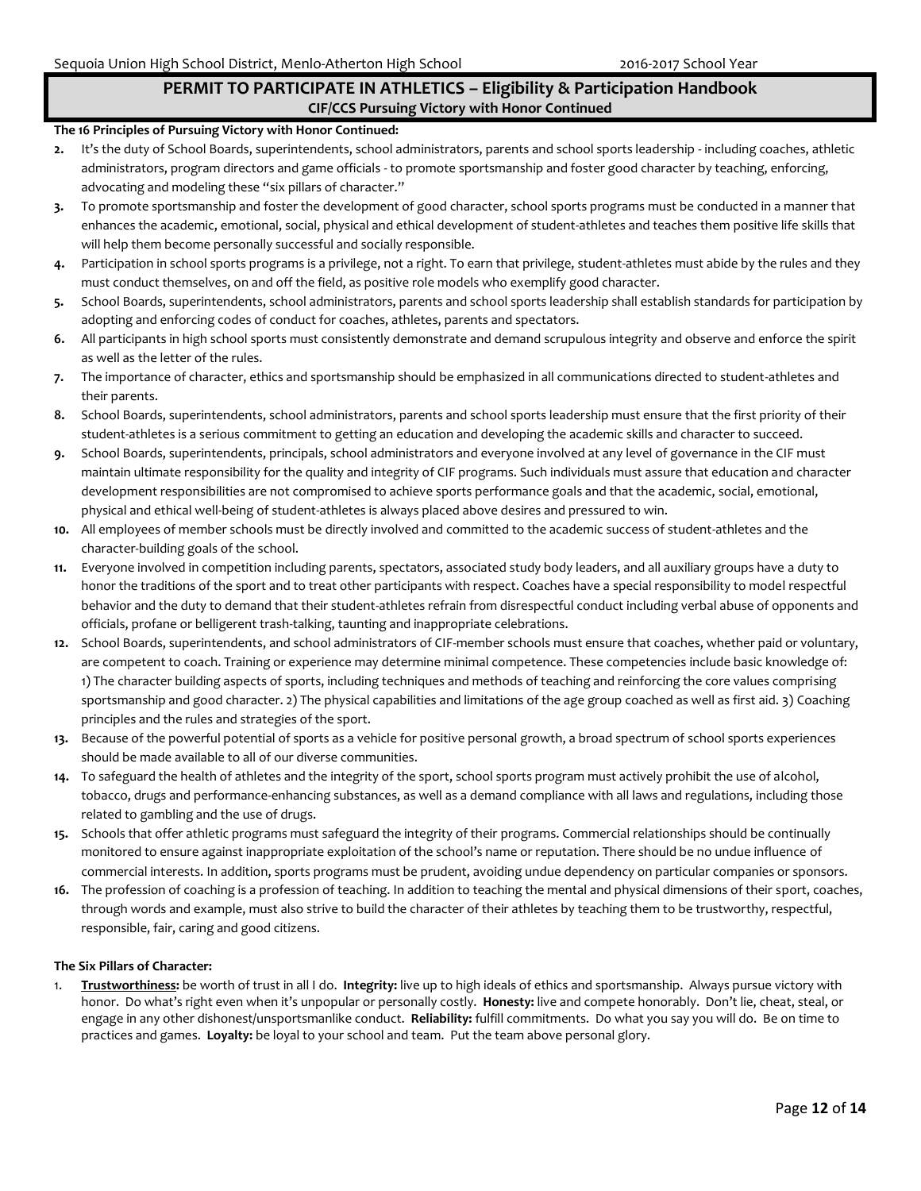## PERMIT TO PARTICIPATE IN ATHLETICS – Eligibility & Participation Handbook

### CIF/CCS Pursuing Victory with Honor Continued

**The 16 Principles of Pursuing Victory with Honor Continued:**

2. It's the duty of School Boards, superintendents, school administrators, parents and school sports leadership - including coaches, athletic administrators, program directors and game officials - to promote sportsmanship and foster good character by teaching, enforcing, advocating and modeling these "six pillars of character."
3. To promote sportsmanship and foster the development of good character, school sports programs must be conducted in a manner that enhances the academic, emotional, social, physical and ethical development of student-athletes and teaches them positive life skills that will help them become personally successful and socially responsible.
4. Participation in school sports programs is a privilege, not a right. To earn that privilege, student-athletes must abide by the rules and they must conduct themselves, on and off the field, as positive role models who exemplify good character.
5. School Boards, superintendents, school administrators, parents and school sports leadership shall establish standards for participation by adopting and enforcing codes of conduct for coaches, athletes, parents and spectators.
6. All participants in high school sports must consistently demonstrate and demand scrupulous integrity and observe and enforce the spirit as well as the letter of the rules.
7. The importance of character, ethics and sportsmanship should be emphasized in all communications directed to student-athletes and their parents.
8. School Boards, superintendents, school administrators, parents and school sports leadership must ensure that the first priority of their student-athletes is a serious commitment to getting an education and developing the academic skills and character to succeed.
9. School Boards, superintendents, principals, school administrators and everyone involved at any level of governance in the CIF must maintain ultimate responsibility for the quality and integrity of CIF programs. Such individuals must assure that education and character development responsibilities are not compromised to achieve sports performance goals and that the academic, social, emotional, physical and ethical well-being of student-athletes is always placed above desires and pressured to win.
10. All employees of member schools must be directly involved and committed to the academic success of student-athletes and the character-building goals of the school.
11. Everyone involved in competition including parents, spectators, associated study body leaders, and all auxiliary groups have a duty to honor the traditions of the sport and to treat other participants with respect. Coaches have a special responsibility to model respectful behavior and the duty to demand that their student-athletes refrain from disrespectful conduct including verbal abuse of opponents and officials, profane or belligerent trash-talking, taunting and inappropriate celebrations.
12. School Boards, superintendents, and school administrators of CIF-member schools must ensure that coaches, whether paid or voluntary, are competent to coach. Training or experience may determine minimal competence. These competencies include basic knowledge of: 1) The character building aspects of sports, including techniques and methods of teaching and reinforcing the core values comprising sportsmanship and good character. 2) The physical capabilities and limitations of the age group coached as well as first aid. 3) Coaching principles and the rules and strategies of the sport.
13. Because of the powerful potential of sports as a vehicle for positive personal growth, a broad spectrum of school sports experiences should be made available to all of our diverse communities.
14. To safeguard the health of athletes and the integrity of the sport, school sports program must actively prohibit the use of alcohol, tobacco, drugs and performance-enhancing substances, as well as a demand compliance with all laws and regulations, including those related to gambling and the use of drugs.
15. Schools that offer athletic programs must safeguard the integrity of their programs. Commercial relationships should be continually monitored to ensure against inappropriate exploitation of the school's name or reputation. There should be no undue influence of commercial interests. In addition, sports programs must be prudent, avoiding undue dependency on particular companies or sponsors.
16. The profession of coaching is a profession of teaching. In addition to teaching the mental and physical dimensions of their sport, coaches, through words and example, must also strive to build the character of their athletes by teaching them to be trustworthy, respectful, responsible, fair, caring and good citizens.

**The Six Pillars of Character:**

1. **Trustworthiness:** be worth of trust in all I do. **Integrity:** live up to high ideals of ethics and sportsmanship. Always pursue victory with honor. Do what's right even when it's unpopular or personally costly. **Honesty:** live and compete honorably. Don't lie, cheat, steal, or engage in any other dishonest/unsportsmanlike conduct. **Reliability:** fulfill commitments. Do what you say you will do. Be on time to practices and games. **Loyalty:** be loyal to your school and team. Put the team above personal glory.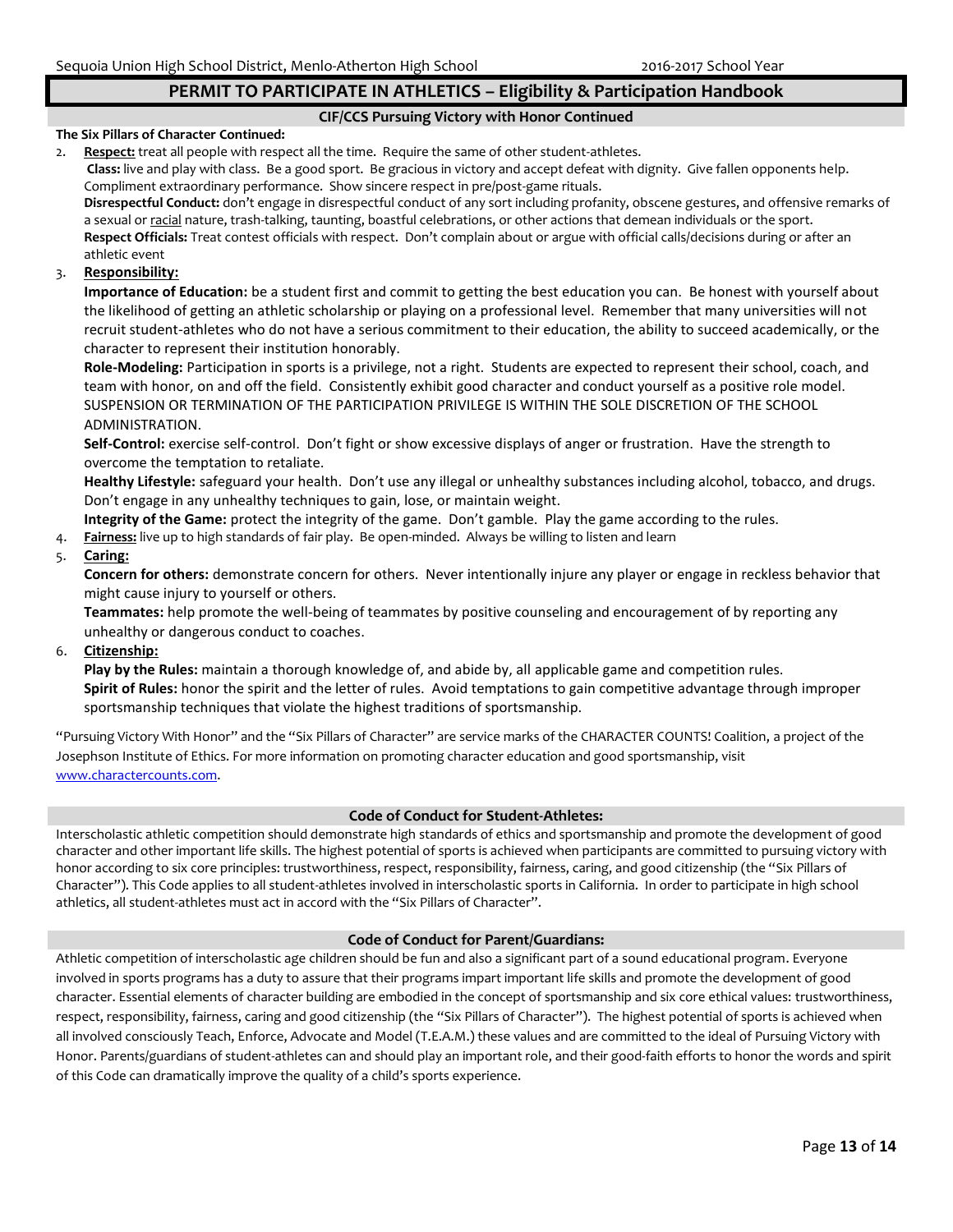## PERMIT TO PARTICIPATE IN ATHLETICS – Eligibility & Participation Handbook

### CIF/CCS Pursuing Victory with Honor Continued

**The Six Pillars of Character Continued:**

2. **Respect:** treat all people with respect all the time. Require the same of other student-athletes.
   **Class:** live and play with class. Be a good sport. Be gracious in victory and accept defeat with dignity. Give fallen opponents help. Compliment extraordinary performance. Show sincere respect in pre/post-game rituals.
   **Disrespectful Conduct:** don't engage in disrespectful conduct of any sort including profanity, obscene gestures, and offensive remarks of a sexual or racial nature, trash-talking, taunting, boastful celebrations, or other actions that demean individuals or the sport.
   **Respect Officials:** Treat contest officials with respect. Don't complain about or argue with official calls/decisions during or after an athletic event
3. **Responsibility:**
   **Importance of Education:** be a student first and commit to getting the best education you can. Be honest with yourself about the likelihood of getting an athletic scholarship or playing on a professional level. Remember that many universities will not recruit student-athletes who do not have a serious commitment to their education, the ability to succeed academically, or the character to represent their institution honorably.
   **Role-Modeling:** Participation in sports is a privilege, not a right. Students are expected to represent their school, coach, and team with honor, on and off the field. Consistently exhibit good character and conduct yourself as a positive role model. SUSPENSION OR TERMINATION OF THE PARTICIPATION PRIVILEGE IS WITHIN THE SOLE DISCRETION OF THE SCHOOL ADMINISTRATION.
   **Self-Control:** exercise self-control. Don't fight or show excessive displays of anger or frustration. Have the strength to overcome the temptation to retaliate.
   **Healthy Lifestyle:** safeguard your health. Don't use any illegal or unhealthy substances including alcohol, tobacco, and drugs. Don't engage in any unhealthy techniques to gain, lose, or maintain weight.
   **Integrity of the Game:** protect the integrity of the game. Don't gamble. Play the game according to the rules.
4. **Fairness:** live up to high standards of fair play. Be open-minded. Always be willing to listen and learn
5. **Caring:**
   **Concern for others:** demonstrate concern for others. Never intentionally injure any player or engage in reckless behavior that might cause injury to yourself or others.
   **Teammates:** help promote the well-being of teammates by positive counseling and encouragement of by reporting any unhealthy or dangerous conduct to coaches.
6. **Citizenship:**
   **Play by the Rules:** maintain a thorough knowledge of, and abide by, all applicable game and competition rules.
   **Spirit of Rules:** honor the spirit and the letter of rules. Avoid temptations to gain competitive advantage through improper sportsmanship techniques that violate the highest traditions of sportsmanship.

"Pursuing Victory With Honor" and the "Six Pillars of Character" are service marks of the CHARACTER COUNTS! Coalition, a project of the Josephson Institute of Ethics. For more information on promoting character education and good sportsmanship, visit www.charactercounts.com.

### Code of Conduct for Student-Athletes:

Interscholastic athletic competition should demonstrate high standards of ethics and sportsmanship and promote the development of good character and other important life skills. The highest potential of sports is achieved when participants are committed to pursuing victory with honor according to six core principles: trustworthiness, respect, responsibility, fairness, caring, and good citizenship (the "Six Pillars of Character"). This Code applies to all student-athletes involved in interscholastic sports in California. In order to participate in high school athletics, all student-athletes must act in accord with the "Six Pillars of Character".

### Code of Conduct for Parent/Guardians:

Athletic competition of interscholastic age children should be fun and also a significant part of a sound educational program. Everyone involved in sports programs has a duty to assure that their programs impart important life skills and promote the development of good character. Essential elements of character building are embodied in the concept of sportsmanship and six core ethical values: trustworthiness, respect, responsibility, fairness, caring and good citizenship (the "Six Pillars of Character"). The highest potential of sports is achieved when all involved consciously Teach, Enforce, Advocate and Model (T.E.A.M.) these values and are committed to the ideal of Pursuing Victory with Honor. Parents/guardians of student-athletes can and should play an important role, and their good-faith efforts to honor the words and spirit of this Code can dramatically improve the quality of a child's sports experience.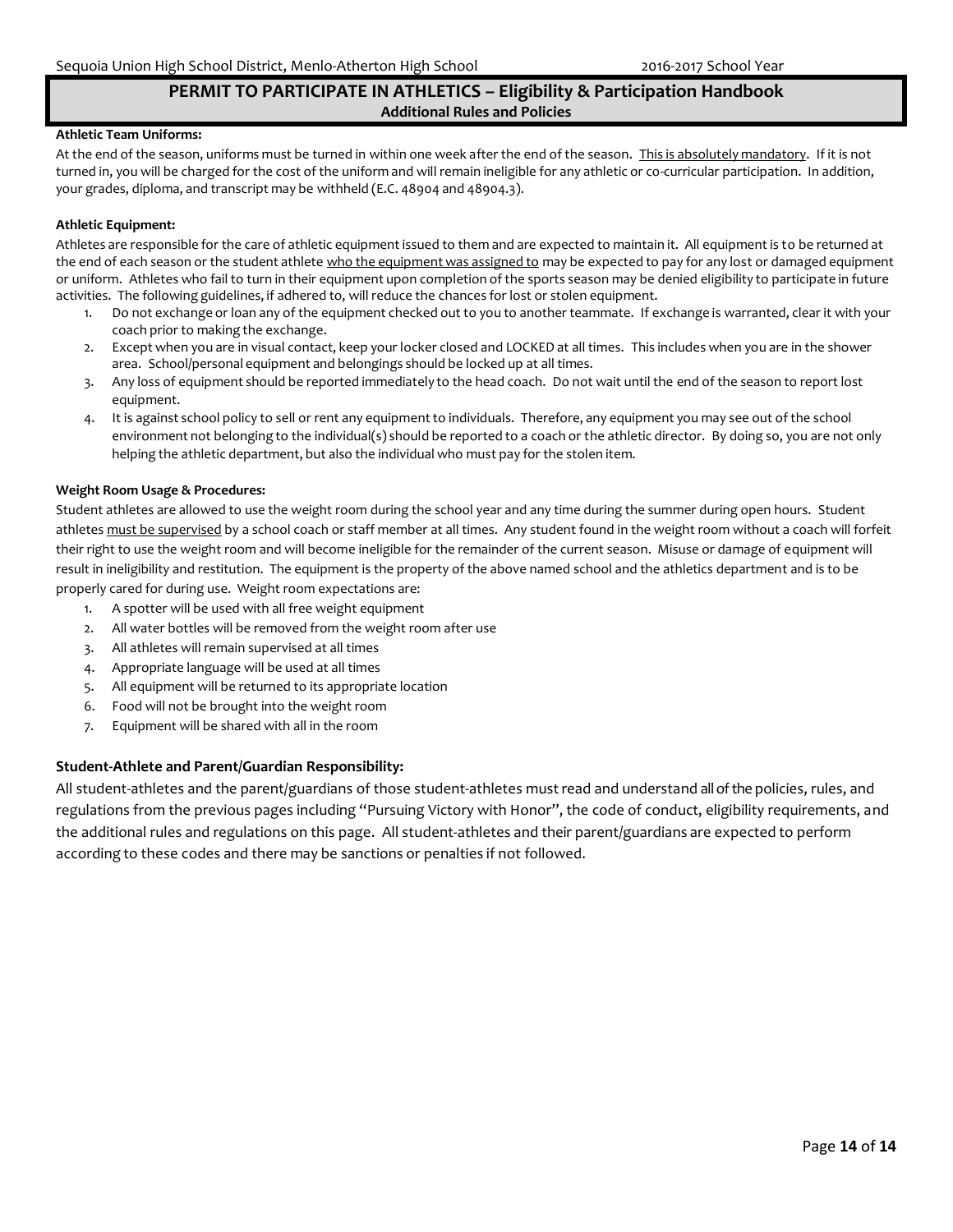## PERMIT TO PARTICIPATE IN ATHLETICS – Eligibility & Participation Handbook
### Additional Rules and Policies

**Athletic Team Uniforms:**

At the end of the season, uniforms must be turned in within one week after the end of the season. This is absolutely mandatory. If it is not turned in, you will be charged for the cost of the uniform and will remain ineligible for any athletic or co-curricular participation. In addition, your grades, diploma, and transcript may be withheld (E.C. 48904 and 48904.3).

**Athletic Equipment:**

Athletes are responsible for the care of athletic equipment issued to them and are expected to maintain it. All equipment is to be returned at the end of each season or the student athlete who the equipment was assigned to may be expected to pay for any lost or damaged equipment or uniform. Athletes who fail to turn in their equipment upon completion of the sports season may be denied eligibility to participate in future activities. The following guidelines, if adhered to, will reduce the chances for lost or stolen equipment.

1. Do not exchange or loan any of the equipment checked out to you to another teammate. If exchange is warranted, clear it with your coach prior to making the exchange.
2. Except when you are in visual contact, keep your locker closed and LOCKED at all times. This includes when you are in the shower area. School/personal equipment and belongings should be locked up at all times.
3. Any loss of equipment should be reported immediately to the head coach. Do not wait until the end of the season to report lost equipment.
4. It is against school policy to sell or rent any equipment to individuals. Therefore, any equipment you may see out of the school environment not belonging to the individual(s) should be reported to a coach or the athletic director. By doing so, you are not only helping the athletic department, but also the individual who must pay for the stolen item.

**Weight Room Usage & Procedures:**

Student athletes are allowed to use the weight room during the school year and any time during the summer during open hours. Student athletes must be supervised by a school coach or staff member at all times. Any student found in the weight room without a coach will forfeit their right to use the weight room and will become ineligible for the remainder of the current season. Misuse or damage of equipment will result in ineligibility and restitution. The equipment is the property of the above named school and the athletics department and is to be properly cared for during use. Weight room expectations are:

1. A spotter will be used with all free weight equipment
2. All water bottles will be removed from the weight room after use
3. All athletes will remain supervised at all times
4. Appropriate language will be used at all times
5. All equipment will be returned to its appropriate location
6. Food will not be brought into the weight room
7. Equipment will be shared with all in the room

**Student-Athlete and Parent/Guardian Responsibility:**

All student-athletes and the parent/guardians of those student-athletes must read and understand all of the policies, rules, and regulations from the previous pages including "Pursuing Victory with Honor", the code of conduct, eligibility requirements, and the additional rules and regulations on this page. All student-athletes and their parent/guardians are expected to perform according to these codes and there may be sanctions or penalties if not followed.